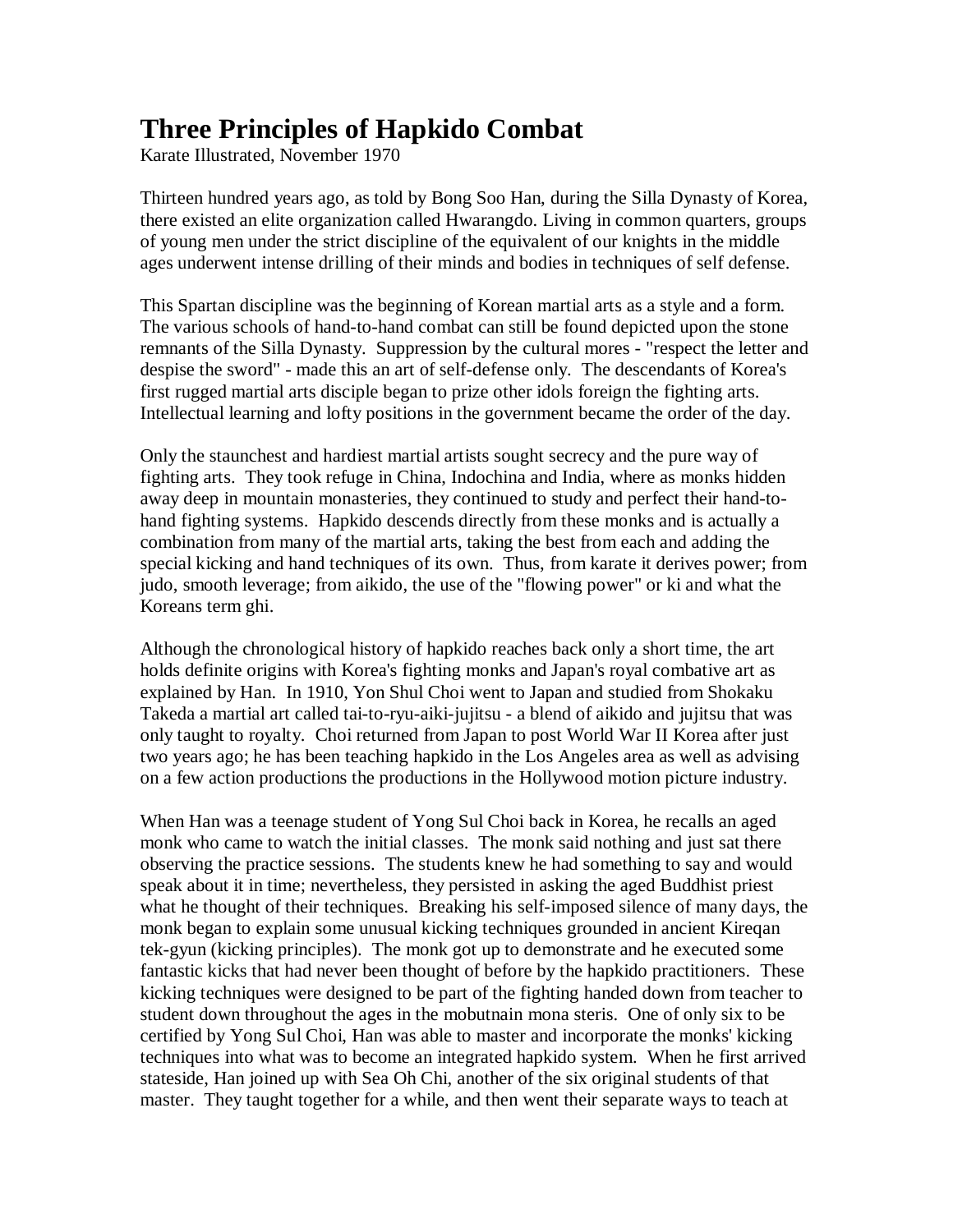# Three Principles of Hapkido Combat

Karate Illustrated, November 1970

Thirteen hundred years ago, as told by Bong Soo Han, during the Silla Dynasty of Korea, there existed an elite organization called Hwarangdo. Living in common quarters, groups of young men under the strict discipline of the equivalent of our knights in the middle ages underwent intense drilling of their minds and bodies in techniques of self defense.

This Spartan discipline was the beginning of Korean martial arts as a style and a form. The various schools of hand-to-hand combat can still be found depicted upon the stone remnants of the Silla Dynasty. Suppression by the cultural mores - "respect the letter and despise the sword" - made this an art of self-defense only. The descendants of Korea's first rugged martial arts disciple began to prize other idols foreign the fighting arts. Intellectual learning and lofty positions in the government became the order of the day.

Only the staunchest and hardiest martial artists sought secrecy and the pure way of fighting arts. They took refuge in China, Indochina and India, where as monks hidden away deep in mountain monasteries, they continued to study and perfect their hand-to-hand fighting systems. Hapkido descends directly from these monks and is actually a combination from many of the martial arts, taking the best from each and adding the special kicking and hand techniques of its own. Thus, from karate it derives power; from judo, smooth leverage; from aikido, the use of the "flowing power" or ki and what the Koreans term ghi.

Although the chronological history of hapkido reaches back only a short time, the art holds definite origins with Korea's fighting monks and Japan's royal combative art as explained by Han. In 1910, Yon Shul Choi went to Japan and studied from Shokaku Takeda a martial art called tai-to-ryu-aiki-jujitsu - a blend of aikido and jujitsu that was only taught to royalty. Choi returned from Japan to post World War II Korea after just two years ago; he has been teaching hapkido in the Los Angeles area as well as advising on a few action productions the productions in the Hollywood motion picture industry.

When Han was a teenage student of Yong Sul Choi back in Korea, he recalls an aged monk who came to watch the initial classes. The monk said nothing and just sat there observing the practice sessions. The students knew he had something to say and would speak about it in time; nevertheless, they persisted in asking the aged Buddhist priest what he thought of their techniques. Breaking his self-imposed silence of many days, the monk began to explain some unusual kicking techniques grounded in ancient Kireqan tek-gyun (kicking principles). The monk got up to demonstrate and he executed some fantastic kicks that had never been thought of before by the hapkido practitioners. These kicking techniques were designed to be part of the fighting handed down from teacher to student down throughout the ages in the mobutnain mona steris. One of only six to be certified by Yong Sul Choi, Han was able to master and incorporate the monks' kicking techniques into what was to become an integrated hapkido system. When he first arrived stateside, Han joined up with Sea Oh Chi, another of the six original students of that master. They taught together for a while, and then went their separate ways to teach at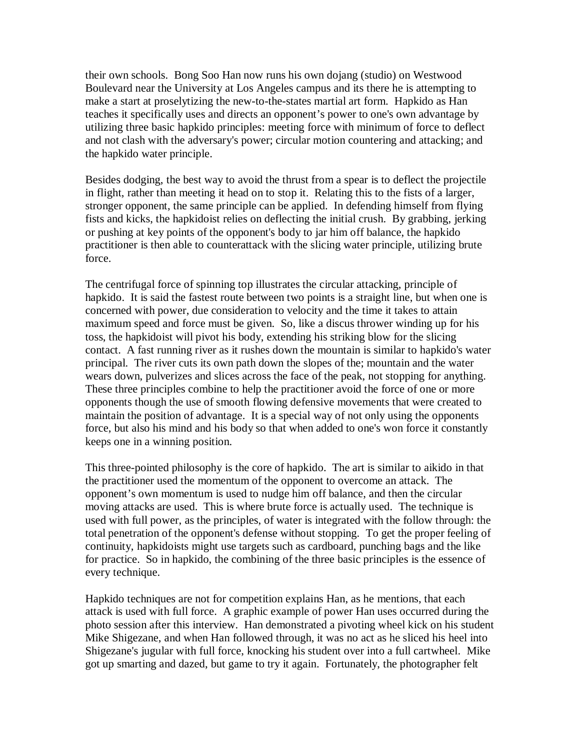their own schools. Bong Soo Han now runs his own dojang (studio) on Westwood Boulevard near the University at Los Angeles campus and its there he is attempting to make a start at proselytizing the new-to-the-states martial art form. Hapkido as Han teaches it specifically uses and directs an opponent's power to one's own advantage by utilizing three basic hapkido principles: meeting force with minimum of force to deflect and not clash with the adversary's power; circular motion countering and attacking; and the hapkido water principle.

Besides dodging, the best way to avoid the thrust from a spear is to deflect the projectile in flight, rather than meeting it head on to stop it. Relating this to the fists of a larger, stronger opponent, the same principle can be applied. In defending himself from flying fists and kicks, the hapkidoist relies on deflecting the initial crush. By grabbing, jerking or pushing at key points of the opponent's body to jar him off balance, the hapkido practitioner is then able to counterattack with the slicing water principle, utilizing brute force.

The centrifugal force of spinning top illustrates the circular attacking, principle of hapkido. It is said the fastest route between two points is a straight line, but when one is concerned with power, due consideration to velocity and the time it takes to attain maximum speed and force must be given. So, like a discus thrower winding up for his toss, the hapkidoist will pivot his body, extending his striking blow for the slicing contact. A fast running river as it rushes down the mountain is similar to hapkido's water principal. The river cuts its own path down the slopes of the; mountain and the water wears down, pulverizes and slices across the face of the peak, not stopping for anything. These three principles combine to help the practitioner avoid the force of one or more opponents though the use of smooth flowing defensive movements that were created to maintain the position of advantage. It is a special way of not only using the opponents force, but also his mind and his body so that when added to one's won force it constantly keeps one in a winning position.

This three-pointed philosophy is the core of hapkido. The art is similar to aikido in that the practitioner used the momentum of the opponent to overcome an attack. The opponent's own momentum is used to nudge him off balance, and then the circular moving attacks are used. This is where brute force is actually used. The technique is used with full power, as the principles, of water is integrated with the follow through: the total penetration of the opponent's defense without stopping. To get the proper feeling of continuity, hapkidoists might use targets such as cardboard, punching bags and the like for practice. So in hapkido, the combining of the three basic principles is the essence of every technique.

Hapkido techniques are not for competition explains Han, as he mentions, that each attack is used with full force. A graphic example of power Han uses occurred during the photo session after this interview. Han demonstrated a pivoting wheel kick on his student Mike Shigezane, and when Han followed through, it was no act as he sliced his heel into Shigezane's jugular with full force, knocking his student over into a full cartwheel. Mike got up smarting and dazed, but game to try it again. Fortunately, the photographer felt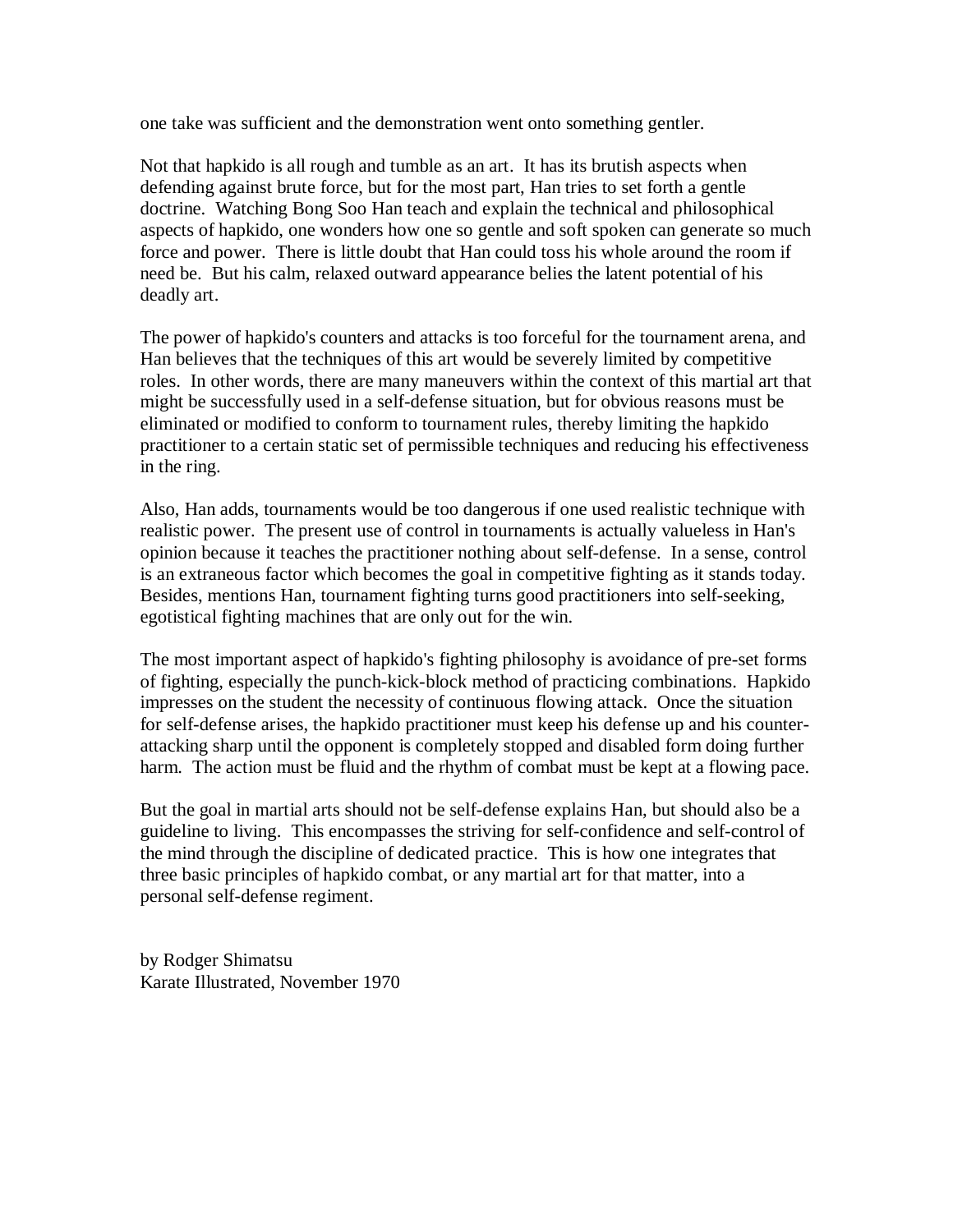one take was sufficient and the demonstration went onto something gentler.

Not that hapkido is all rough and tumble as an art. It has its brutish aspects when defending against brute force, but for the most part, Han tries to set forth a gentle doctrine. Watching Bong Soo Han teach and explain the technical and philosophical aspects of hapkido, one wonders how one so gentle and soft spoken can generate so much force and power. There is little doubt that Han could toss his whole around the room if need be. But his calm, relaxed outward appearance belies the latent potential of his deadly art.

The power of hapkido's counters and attacks is too forceful for the tournament arena, and Han believes that the techniques of this art would be severely limited by competitive roles. In other words, there are many maneuvers within the context of this martial art that might be successfully used in a self-defense situation, but for obvious reasons must be eliminated or modified to conform to tournament rules, thereby limiting the hapkido practitioner to a certain static set of permissible techniques and reducing his effectiveness in the ring.

Also, Han adds, tournaments would be too dangerous if one used realistic technique with realistic power. The present use of control in tournaments is actually valueless in Han's opinion because it teaches the practitioner nothing about self-defense. In a sense, control is an extraneous factor which becomes the goal in competitive fighting as it stands today. Besides, mentions Han, tournament fighting turns good practitioners into self-seeking, egotistical fighting machines that are only out for the win.

The most important aspect of hapkido's fighting philosophy is avoidance of pre-set forms of fighting, especially the punch-kick-block method of practicing combinations. Hapkido impresses on the student the necessity of continuous flowing attack. Once the situation for self-defense arises, the hapkido practitioner must keep his defense up and his counter-attacking sharp until the opponent is completely stopped and disabled form doing further harm. The action must be fluid and the rhythm of combat must be kept at a flowing pace.

But the goal in martial arts should not be self-defense explains Han, but should also be a guideline to living. This encompasses the striving for self-confidence and self-control of the mind through the discipline of dedicated practice. This is how one integrates that three basic principles of hapkido combat, or any martial art for that matter, into a personal self-defense regiment.

by Rodger Shimatsu
Karate Illustrated, November 1970